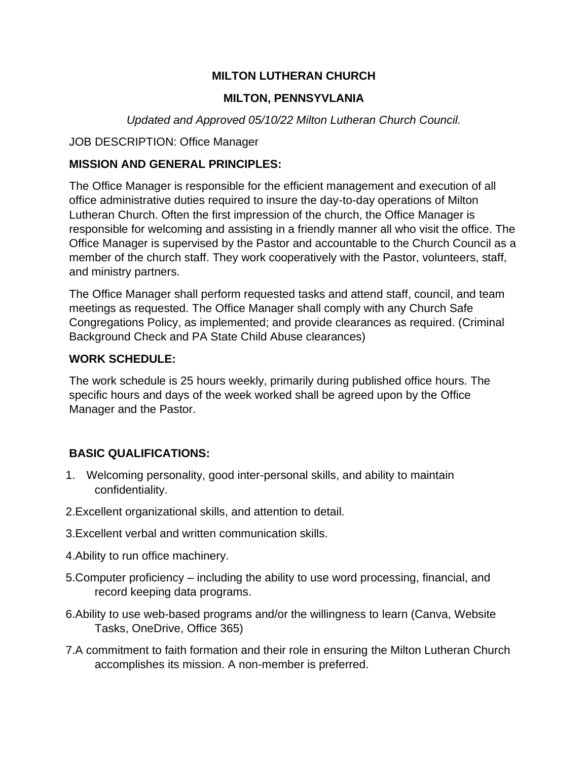**MILTON LUTHERAN CHURCH**

**MILTON, PENNSYVLANIA**

*Updated and Approved 05/10/22 Milton Lutheran Church Council.*

JOB DESCRIPTION: Office Manager

**MISSION AND GENERAL PRINCIPLES:**

The Office Manager is responsible for the efficient management and execution of all office administrative duties required to insure the day-to-day operations of Milton Lutheran Church. Often the first impression of the church, the Office Manager is responsible for welcoming and assisting in a friendly manner all who visit the office. The Office Manager is supervised by the Pastor and accountable to the Church Council as a member of the church staff. They work cooperatively with the Pastor, volunteers, staff, and ministry partners.

The Office Manager shall perform requested tasks and attend staff, council, and team meetings as requested. The Office Manager shall comply with any Church Safe Congregations Policy, as implemented; and provide clearances as required. (Criminal Background Check and PA State Child Abuse clearances)

**WORK SCHEDULE:**

The work schedule is 25 hours weekly, primarily during published office hours. The specific hours and days of the week worked shall be agreed upon by the Office Manager and the Pastor.

**BASIC QUALIFICATIONS:**

1. Welcoming personality, good inter-personal skills, and ability to maintain confidentiality.
2. Excellent organizational skills, and attention to detail.
3. Excellent verbal and written communication skills.
4. Ability to run office machinery.
5. Computer proficiency – including the ability to use word processing, financial, and record keeping data programs.
6. Ability to use web-based programs and/or the willingness to learn (Canva, Website Tasks, OneDrive, Office 365)
7. A commitment to faith formation and their role in ensuring the Milton Lutheran Church accomplishes its mission. A non-member is preferred.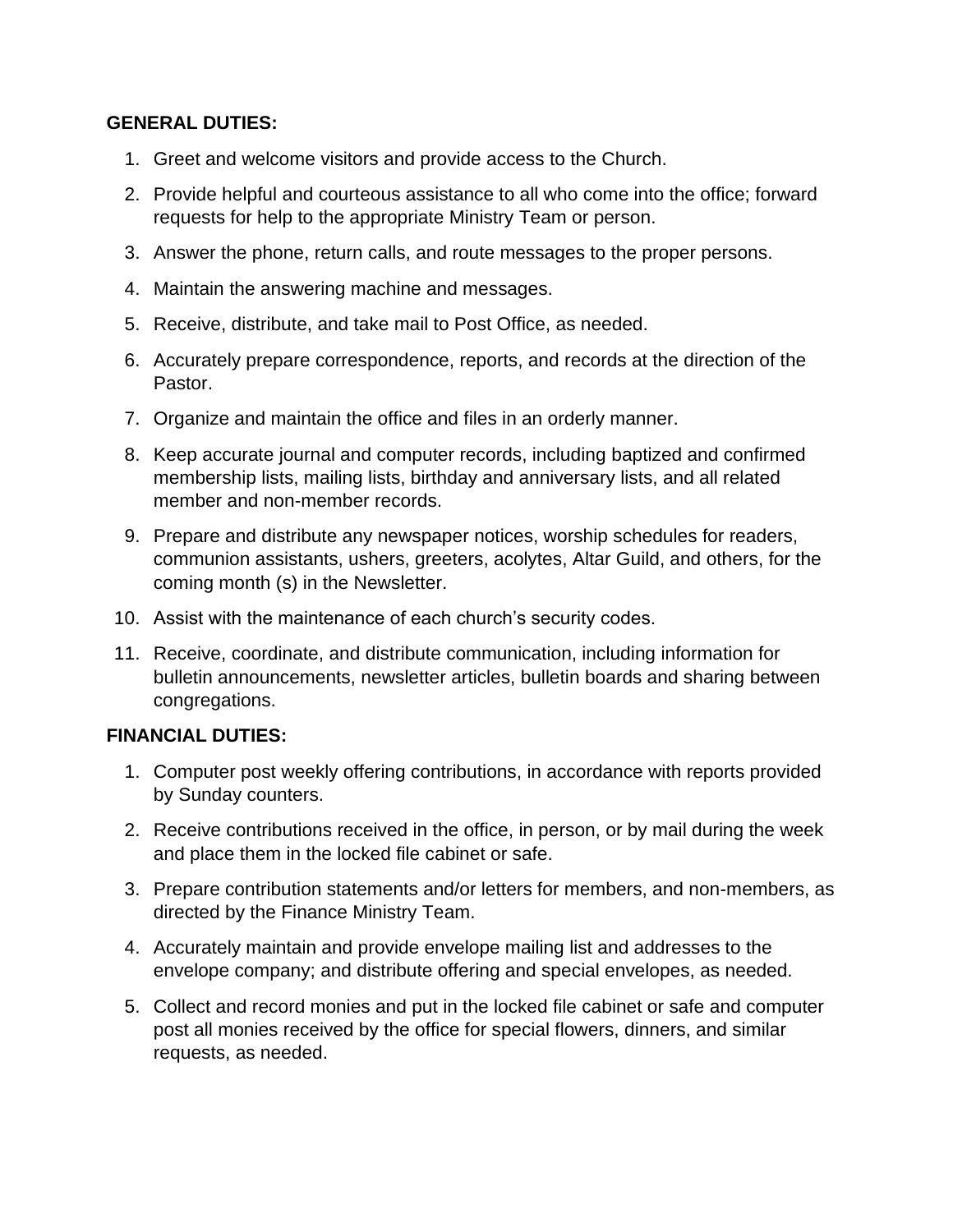**GENERAL DUTIES:**

1. Greet and welcome visitors and provide access to the Church.
2. Provide helpful and courteous assistance to all who come into the office; forward requests for help to the appropriate Ministry Team or person.
3. Answer the phone, return calls, and route messages to the proper persons.
4. Maintain the answering machine and messages.
5. Receive, distribute, and take mail to Post Office, as needed.
6. Accurately prepare correspondence, reports, and records at the direction of the Pastor.
7. Organize and maintain the office and files in an orderly manner.
8. Keep accurate journal and computer records, including baptized and confirmed membership lists, mailing lists, birthday and anniversary lists, and all related member and non-member records.
9. Prepare and distribute any newspaper notices, worship schedules for readers, communion assistants, ushers, greeters, acolytes, Altar Guild, and others, for the coming month (s) in the Newsletter.
10. Assist with the maintenance of each church's security codes.
11. Receive, coordinate, and distribute communication, including information for bulletin announcements, newsletter articles, bulletin boards and sharing between congregations.

**FINANCIAL DUTIES:**

1. Computer post weekly offering contributions, in accordance with reports provided by Sunday counters.
2. Receive contributions received in the office, in person, or by mail during the week and place them in the locked file cabinet or safe.
3. Prepare contribution statements and/or letters for members, and non-members, as directed by the Finance Ministry Team.
4. Accurately maintain and provide envelope mailing list and addresses to the envelope company; and distribute offering and special envelopes, as needed.
5. Collect and record monies and put in the locked file cabinet or safe and computer post all monies received by the office for special flowers, dinners, and similar requests, as needed.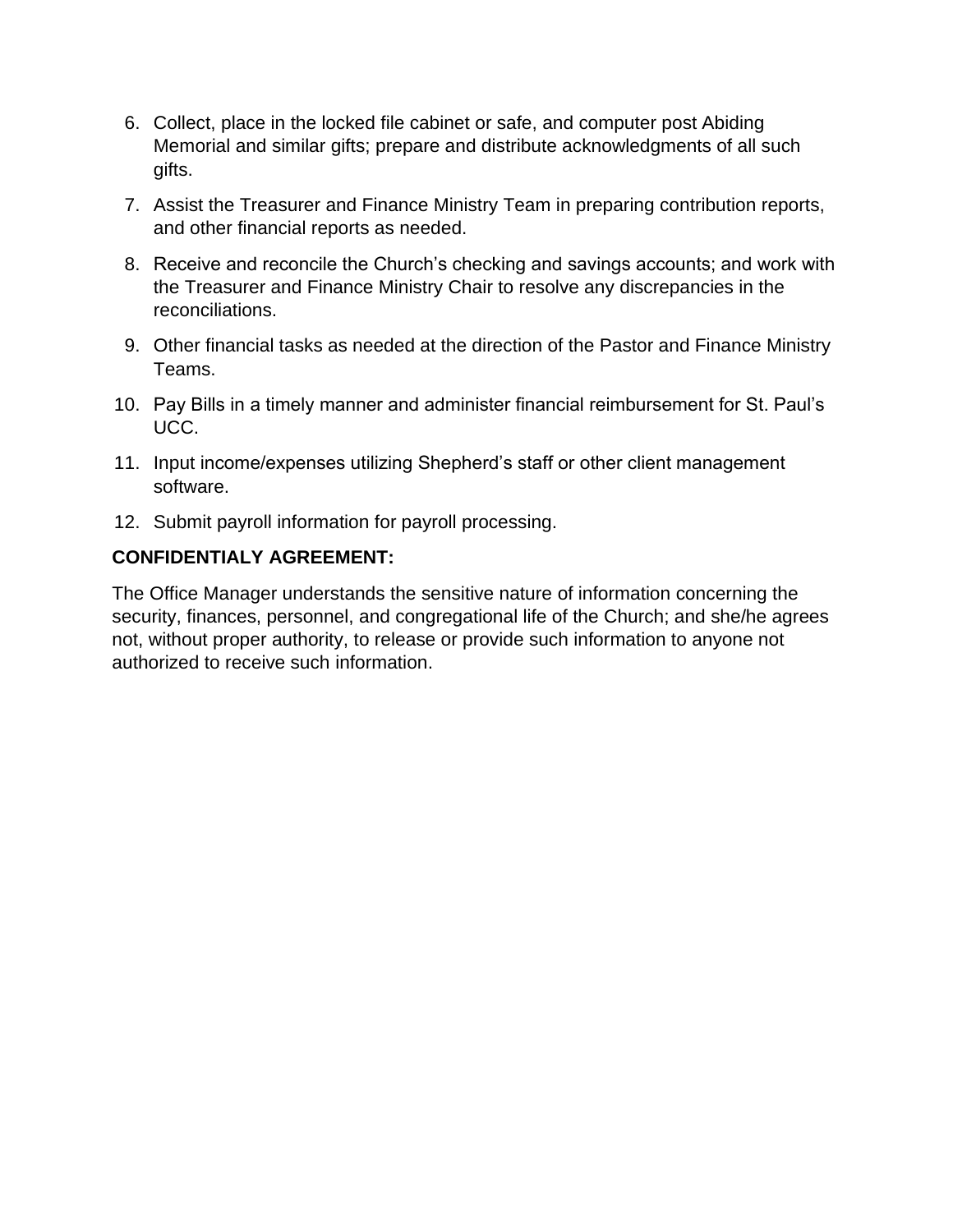6. Collect, place in the locked file cabinet or safe, and computer post Abiding Memorial and similar gifts; prepare and distribute acknowledgments of all such gifts.
7. Assist the Treasurer and Finance Ministry Team in preparing contribution reports, and other financial reports as needed.
8. Receive and reconcile the Church's checking and savings accounts; and work with the Treasurer and Finance Ministry Chair to resolve any discrepancies in the reconciliations.
9. Other financial tasks as needed at the direction of the Pastor and Finance Ministry Teams.
10. Pay Bills in a timely manner and administer financial reimbursement for St. Paul's UCC.
11. Input income/expenses utilizing Shepherd's staff or other client management software.
12. Submit payroll information for payroll processing.

**CONFIDENTIALY AGREEMENT:**

The Office Manager understands the sensitive nature of information concerning the security, finances, personnel, and congregational life of the Church; and she/he agrees not, without proper authority, to release or provide such information to anyone not authorized to receive such information.